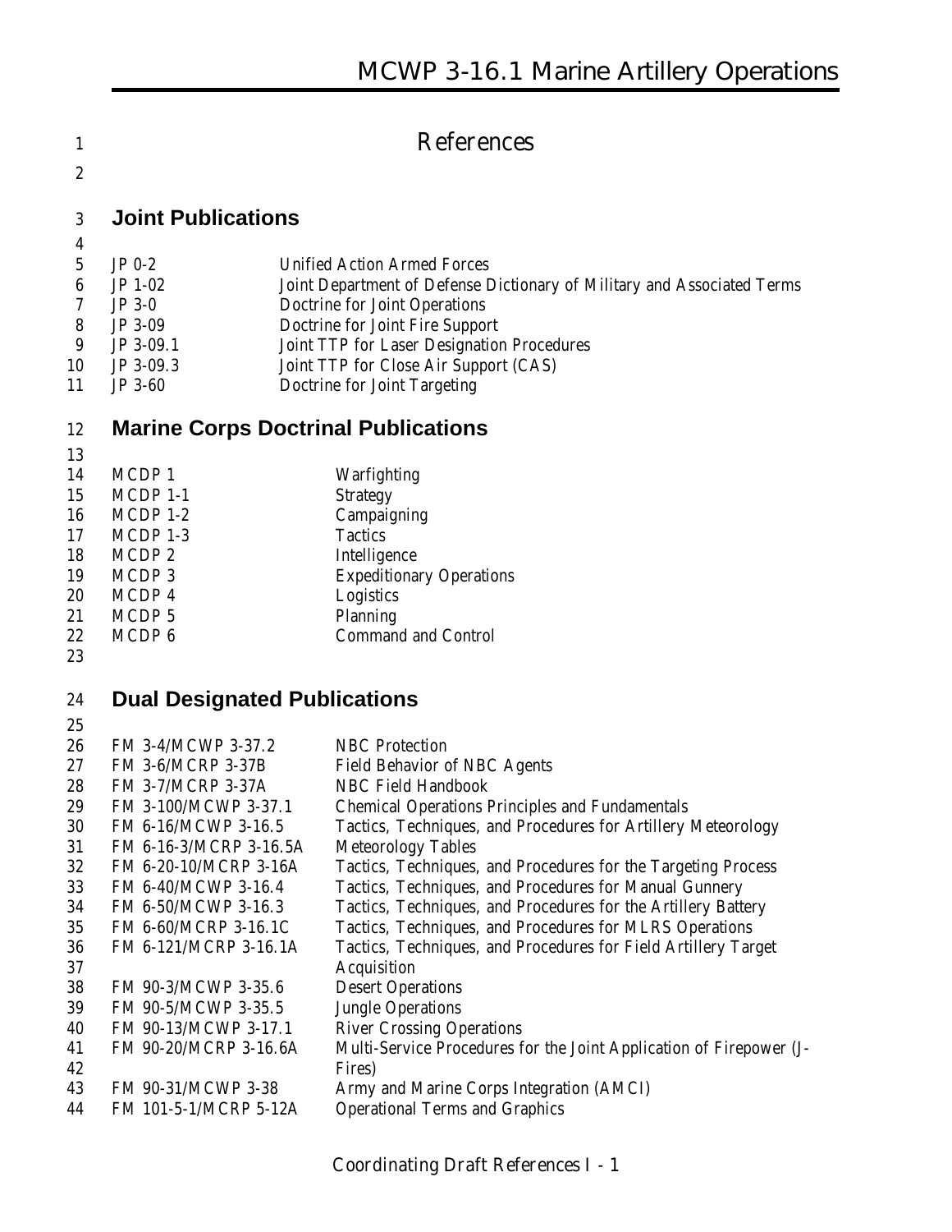# References

## Joint Publications

| | |
|---|---|
| JP 0-2 | Unified Action Armed Forces |
| JP 1-02 | Joint Department of Defense Dictionary of Military and Associated Terms |
| JP 3-0 | Doctrine for Joint Operations |
| JP 3-09 | Doctrine for Joint Fire Support |
| JP 3-09.1 | Joint TTP for Laser Designation Procedures |
| JP 3-09.3 | Joint TTP for Close Air Support (CAS) |
| JP 3-60 | Doctrine for Joint Targeting |

## Marine Corps Doctrinal Publications

| | |
|---|---|
| MCDP 1 | Warfighting |
| MCDP 1-1 | Strategy |
| MCDP 1-2 | Campaigning |
| MCDP 1-3 | Tactics |
| MCDP 2 | Intelligence |
| MCDP 3 | Expeditionary Operations |
| MCDP 4 | Logistics |
| MCDP 5 | Planning |
| MCDP 6 | Command and Control |

## Dual Designated Publications

| | |
|---|---|
| FM 3-4/MCWP 3-37.2 | NBC Protection |
| FM 3-6/MCRP 3-37B | Field Behavior of NBC Agents |
| FM 3-7/MCRP 3-37A | NBC Field Handbook |
| FM 3-100/MCWP 3-37.1 | Chemical Operations Principles and Fundamentals |
| FM 6-16/MCWP 3-16.5 | Tactics, Techniques, and Procedures for Artillery Meteorology |
| FM 6-16-3/MCRP 3-16.5A | Meteorology Tables |
| FM 6-20-10/MCRP 3-16A | Tactics, Techniques, and Procedures for the Targeting Process |
| FM 6-40/MCWP 3-16.4 | Tactics, Techniques, and Procedures for Manual Gunnery |
| FM 6-50/MCWP 3-16.3 | Tactics, Techniques, and Procedures for the Artillery Battery |
| FM 6-60/MCRP 3-16.1C | Tactics, Techniques, and Procedures for MLRS Operations |
| FM 6-121/MCRP 3-16.1A | Tactics, Techniques, and Procedures for Field Artillery Target Acquisition |
| FM 90-3/MCWP 3-35.6 | Desert Operations |
| FM 90-5/MCWP 3-35.5 | Jungle Operations |
| FM 90-13/MCWP 3-17.1 | River Crossing Operations |
| FM 90-20/MCRP 3-16.6A | Multi-Service Procedures for the Joint Application of Firepower (J-Fires) |
| FM 90-31/MCWP 3-38 | Army and Marine Corps Integration (AMCI) |
| FM 101-5-1/MCRP 5-12A | Operational Terms and Graphics |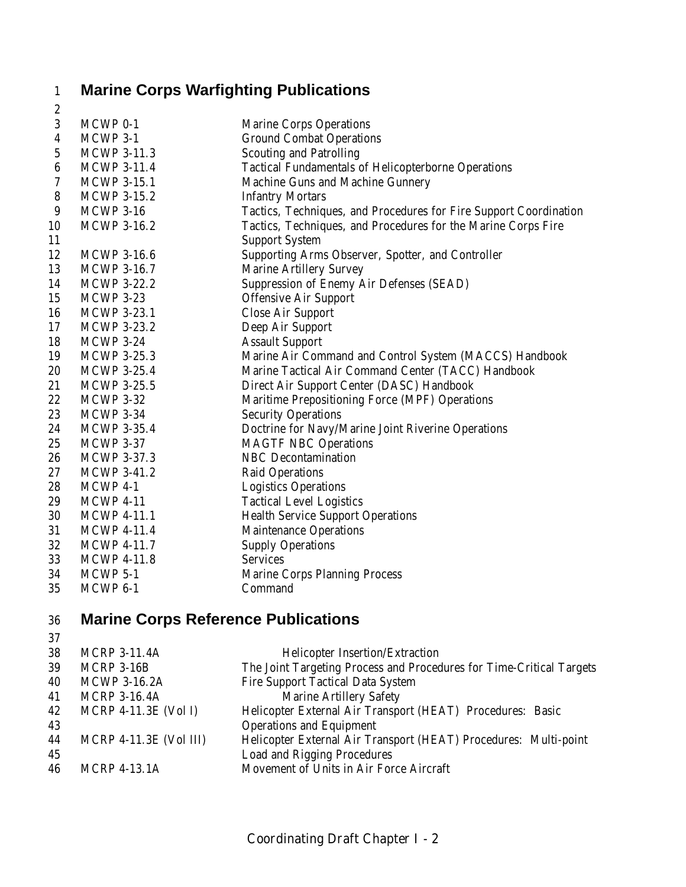## Marine Corps Warfighting Publications

| | |
|---|---|
| MCWP 0-1 | Marine Corps Operations |
| MCWP 3-1 | Ground Combat Operations |
| MCWP 3-11.3 | Scouting and Patrolling |
| MCWP 3-11.4 | Tactical Fundamentals of Helicopterborne Operations |
| MCWP 3-15.1 | Machine Guns and Machine Gunnery |
| MCWP 3-15.2 | Infantry Mortars |
| MCWP 3-16 | Tactics, Techniques, and Procedures for Fire Support Coordination |
| MCWP 3-16.2 | Tactics, Techniques, and Procedures for the Marine Corps Fire Support System |
| MCWP 3-16.6 | Supporting Arms Observer, Spotter, and Controller |
| MCWP 3-16.7 | Marine Artillery Survey |
| MCWP 3-22.2 | Suppression of Enemy Air Defenses (SEAD) |
| MCWP 3-23 | Offensive Air Support |
| MCWP 3-23.1 | Close Air Support |
| MCWP 3-23.2 | Deep Air Support |
| MCWP 3-24 | Assault Support |
| MCWP 3-25.3 | Marine Air Command and Control System (MACCS) Handbook |
| MCWP 3-25.4 | Marine Tactical Air Command Center (TACC) Handbook |
| MCWP 3-25.5 | Direct Air Support Center (DASC) Handbook |
| MCWP 3-32 | Maritime Prepositioning Force (MPF) Operations |
| MCWP 3-34 | Security Operations |
| MCWP 3-35.4 | Doctrine for Navy/Marine Joint Riverine Operations |
| MCWP 3-37 | MAGTF NBC Operations |
| MCWP 3-37.3 | NBC Decontamination |
| MCWP 3-41.2 | Raid Operations |
| MCWP 4-1 | Logistics Operations |
| MCWP 4-11 | Tactical Level Logistics |
| MCWP 4-11.1 | Health Service Support Operations |
| MCWP 4-11.4 | Maintenance Operations |
| MCWP 4-11.7 | Supply Operations |
| MCWP 4-11.8 | Services |
| MCWP 5-1 | Marine Corps Planning Process |
| MCWP 6-1 | Command |

## Marine Corps Reference Publications

| | |
|---|---|
| MCRP 3-11.4A | Helicopter Insertion/Extraction |
| MCRP 3-16B | The Joint Targeting Process and Procedures for Time-Critical Targets |
| MCWP 3-16.2A | Fire Support Tactical Data System |
| MCRP 3-16.4A | Marine Artillery Safety |
| MCRP 4-11.3E (Vol I) | Helicopter External Air Transport (HEAT) Procedures: Basic Operations and Equipment |
| MCRP 4-11.3E (Vol III) | Helicopter External Air Transport (HEAT) Procedures: Multi-point Load and Rigging Procedures |
| MCRP 4-13.1A | Movement of Units in Air Force Aircraft |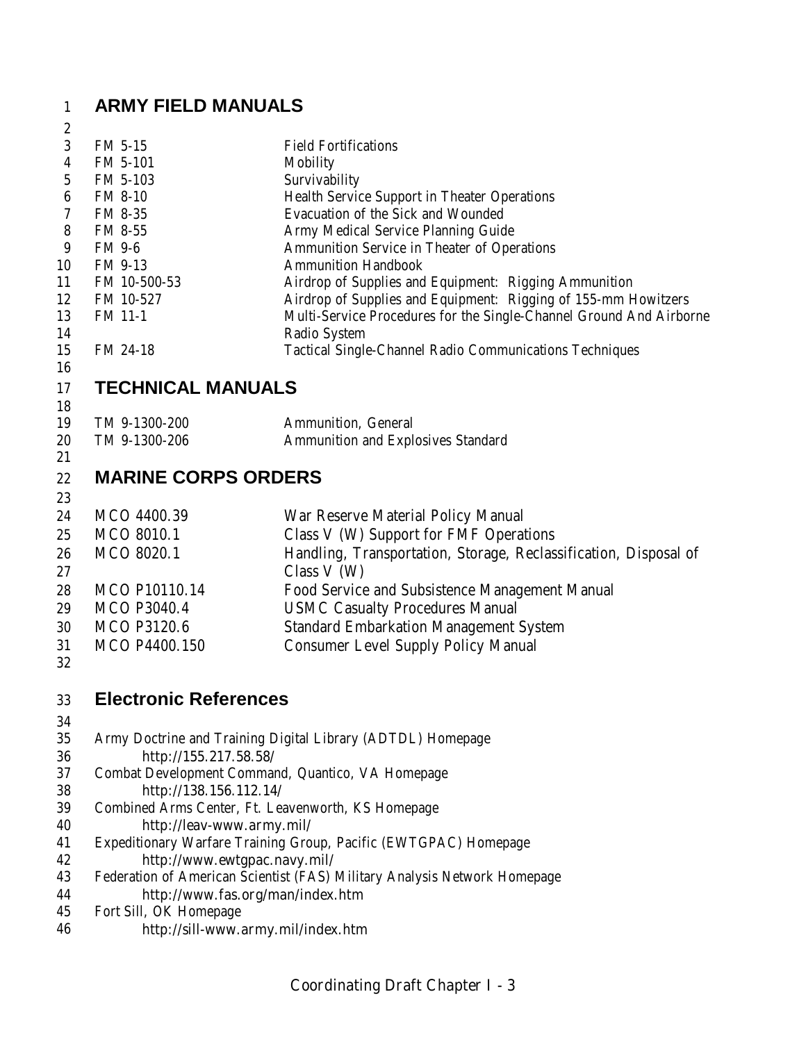## ARMY FIELD MANUALS

| | |
|---|---|
| FM 5-15 | Field Fortifications |
| FM 5-101 | Mobility |
| FM 5-103 | Survivability |
| FM 8-10 | Health Service Support in Theater Operations |
| FM 8-35 | Evacuation of the Sick and Wounded |
| FM 8-55 | Army Medical Service Planning Guide |
| FM 9-6 | Ammunition Service in Theater of Operations |
| FM 9-13 | Ammunition Handbook |
| FM 10-500-53 | Airdrop of Supplies and Equipment: Rigging Ammunition |
| FM 10-527 | Airdrop of Supplies and Equipment: Rigging of 155-mm Howitzers |
| FM 11-1 | Multi-Service Procedures for the Single-Channel Ground And Airborne Radio System |
| FM 24-18 | Tactical Single-Channel Radio Communications Techniques |

## TECHNICAL MANUALS

| | |
|---|---|
| TM 9-1300-200 | Ammunition, General |
| TM 9-1300-206 | Ammunition and Explosives Standard |

## MARINE CORPS ORDERS

| | |
|---|---|
| MCO 4400.39 | War Reserve Material Policy Manual |
| MCO 8010.1 | Class V (W) Support for FMF Operations |
| MCO 8020.1 | Handling, Transportation, Storage, Reclassification, Disposal of Class V (W) |
| MCO P10110.14 | Food Service and Subsistence Management Manual |
| MCO P3040.4 | USMC Casualty Procedures Manual |
| MCO P3120.6 | Standard Embarkation Management System |
| MCO P4400.150 | Consumer Level Supply Policy Manual |

## Electronic References

Army Doctrine and Training Digital Library (ADTDL) Homepage
 http://155.217.58.58/

Combat Development Command, Quantico, VA Homepage
 http://138.156.112.14/

Combined Arms Center, Ft. Leavenworth, KS Homepage
 http://leav-www.army.mil/

Expeditionary Warfare Training Group, Pacific (EWTGPAC) Homepage
 http://www.ewtgpac.navy.mil/

Federation of American Scientist (FAS) Military Analysis Network Homepage
 http://www.fas.org/man/index.htm

Fort Sill, OK Homepage
 http://sill-www.army.mil/index.htm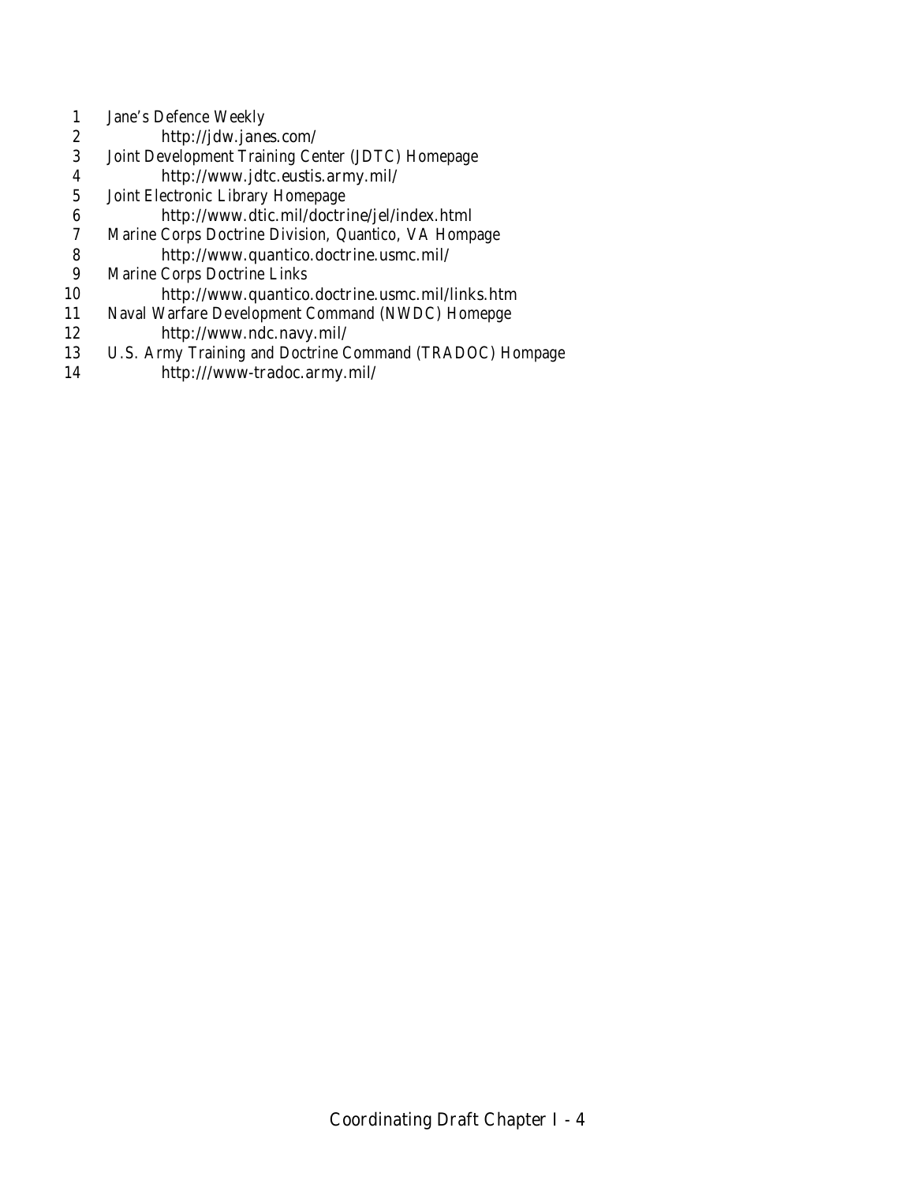Jane's Defence Weekly
http://jdw.janes.com/
Joint Development Training Center (JDTC) Homepage
http://www.jdtc.eustis.army.mil/
Joint Electronic Library Homepage
http://www.dtic.mil/doctrine/jel/index.html
Marine Corps Doctrine Division, Quantico, VA Hompage
http://www.quantico.doctrine.usmc.mil/
Marine Corps Doctrine Links
http://www.quantico.doctrine.usmc.mil/links.htm
Naval Warfare Development Command (NWDC) Homepge
http://www.ndc.navy.mil/
U.S. Army Training and Doctrine Command (TRADOC) Hompage
http:///www-tradoc.army.mil/